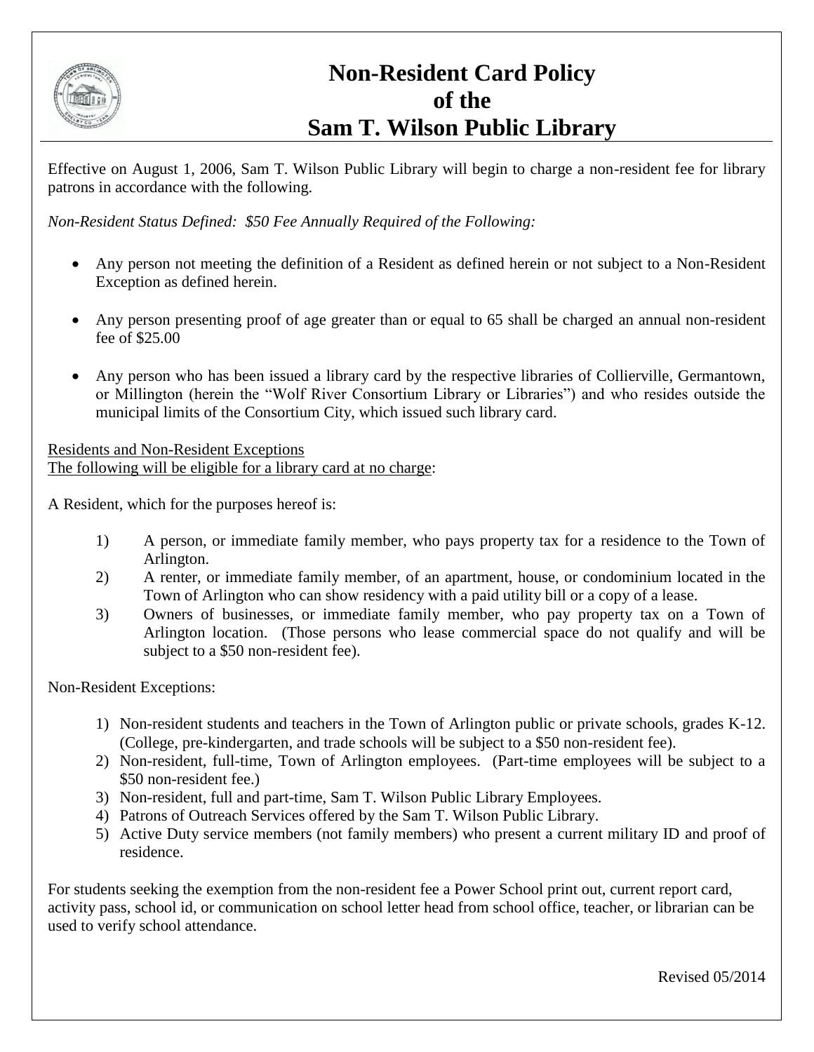# Non-Resident Card Policy of the Sam T. Wilson Public Library

Effective on August 1, 2006, Sam T. Wilson Public Library will begin to charge a non-resident fee for library patrons in accordance with the following.

*Non-Resident Status Defined: $50 Fee Annually Required of the Following:*

- Any person not meeting the definition of a Resident as defined herein or not subject to a Non-Resident Exception as defined herein.
- Any person presenting proof of age greater than or equal to 65 shall be charged an annual non-resident fee of $25.00
- Any person who has been issued a library card by the respective libraries of Collierville, Germantown, or Millington (herein the "Wolf River Consortium Library or Libraries") and who resides outside the municipal limits of the Consortium City, which issued such library card.

<u>Residents and Non-Resident Exceptions</u>
<u>The following will be eligible for a library card at no charge</u>:

A Resident, which for the purposes hereof is:

1) A person, or immediate family member, who pays property tax for a residence to the Town of Arlington.
2) A renter, or immediate family member, of an apartment, house, or condominium located in the Town of Arlington who can show residency with a paid utility bill or a copy of a lease.
3) Owners of businesses, or immediate family member, who pay property tax on a Town of Arlington location. (Those persons who lease commercial space do not qualify and will be subject to a $50 non-resident fee).

Non-Resident Exceptions:

1) Non-resident students and teachers in the Town of Arlington public or private schools, grades K-12. (College, pre-kindergarten, and trade schools will be subject to a $50 non-resident fee).
2) Non-resident, full-time, Town of Arlington employees. (Part-time employees will be subject to a $50 non-resident fee.)
3) Non-resident, full and part-time, Sam T. Wilson Public Library Employees.
4) Patrons of Outreach Services offered by the Sam T. Wilson Public Library.
5) Active Duty service members (not family members) who present a current military ID and proof of residence.

For students seeking the exemption from the non-resident fee a Power School print out, current report card, activity pass, school id, or communication on school letter head from school office, teacher, or librarian can be used to verify school attendance.

Revised 05/2014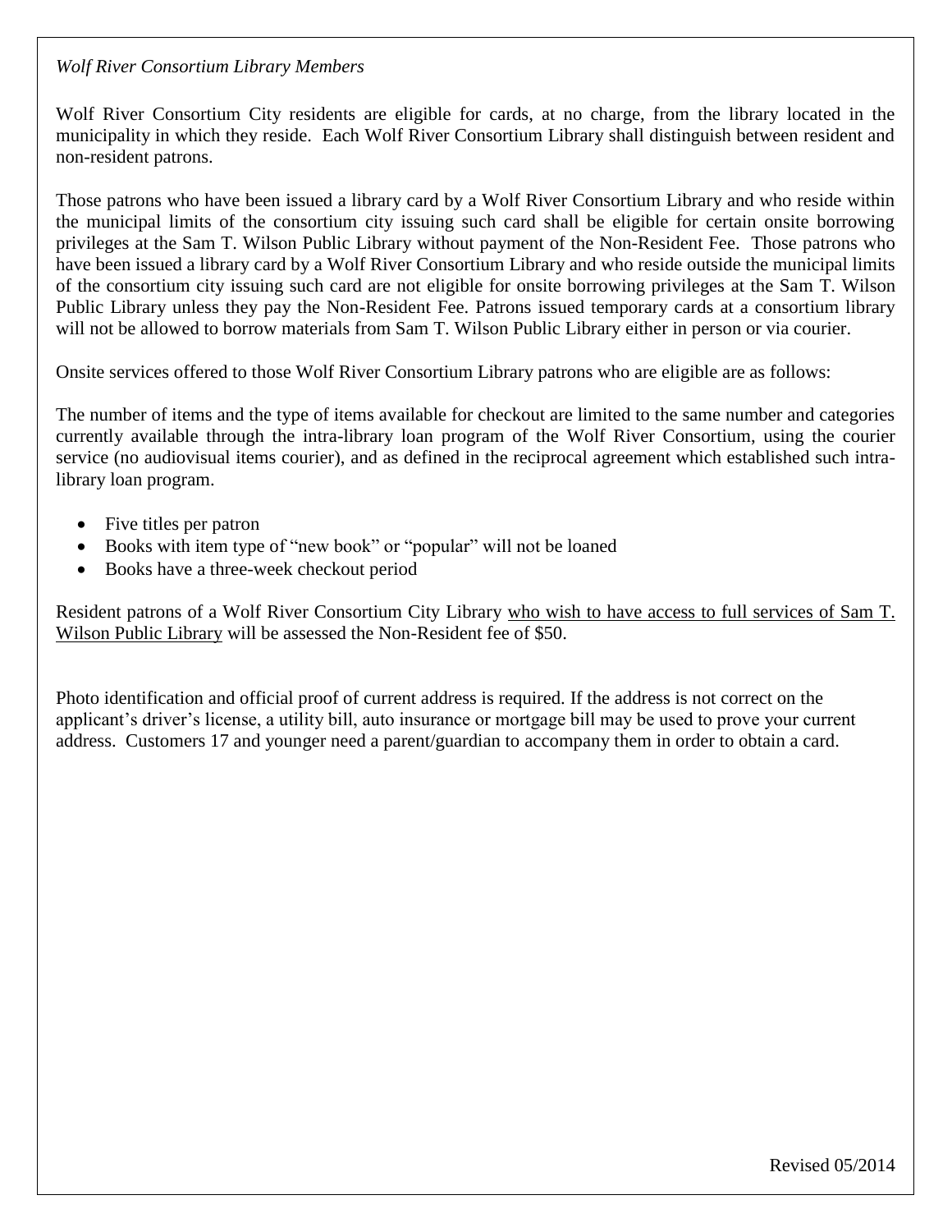*Wolf River Consortium Library Members*

Wolf River Consortium City residents are eligible for cards, at no charge, from the library located in the municipality in which they reside. Each Wolf River Consortium Library shall distinguish between resident and non-resident patrons.

Those patrons who have been issued a library card by a Wolf River Consortium Library and who reside within the municipal limits of the consortium city issuing such card shall be eligible for certain onsite borrowing privileges at the Sam T. Wilson Public Library without payment of the Non-Resident Fee. Those patrons who have been issued a library card by a Wolf River Consortium Library and who reside outside the municipal limits of the consortium city issuing such card are not eligible for onsite borrowing privileges at the Sam T. Wilson Public Library unless they pay the Non-Resident Fee. Patrons issued temporary cards at a consortium library will not be allowed to borrow materials from Sam T. Wilson Public Library either in person or via courier.

Onsite services offered to those Wolf River Consortium Library patrons who are eligible are as follows:

The number of items and the type of items available for checkout are limited to the same number and categories currently available through the intra-library loan program of the Wolf River Consortium, using the courier service (no audiovisual items courier), and as defined in the reciprocal agreement which established such intra-library loan program.

- Five titles per patron
- Books with item type of "new book" or "popular" will not be loaned
- Books have a three-week checkout period

Resident patrons of a Wolf River Consortium City Library <u>who wish to have access to full services of Sam T. Wilson Public Library</u> will be assessed the Non-Resident fee of $50.

Photo identification and official proof of current address is required. If the address is not correct on the applicant's driver's license, a utility bill, auto insurance or mortgage bill may be used to prove your current address. Customers 17 and younger need a parent/guardian to accompany them in order to obtain a card.

Revised 05/2014